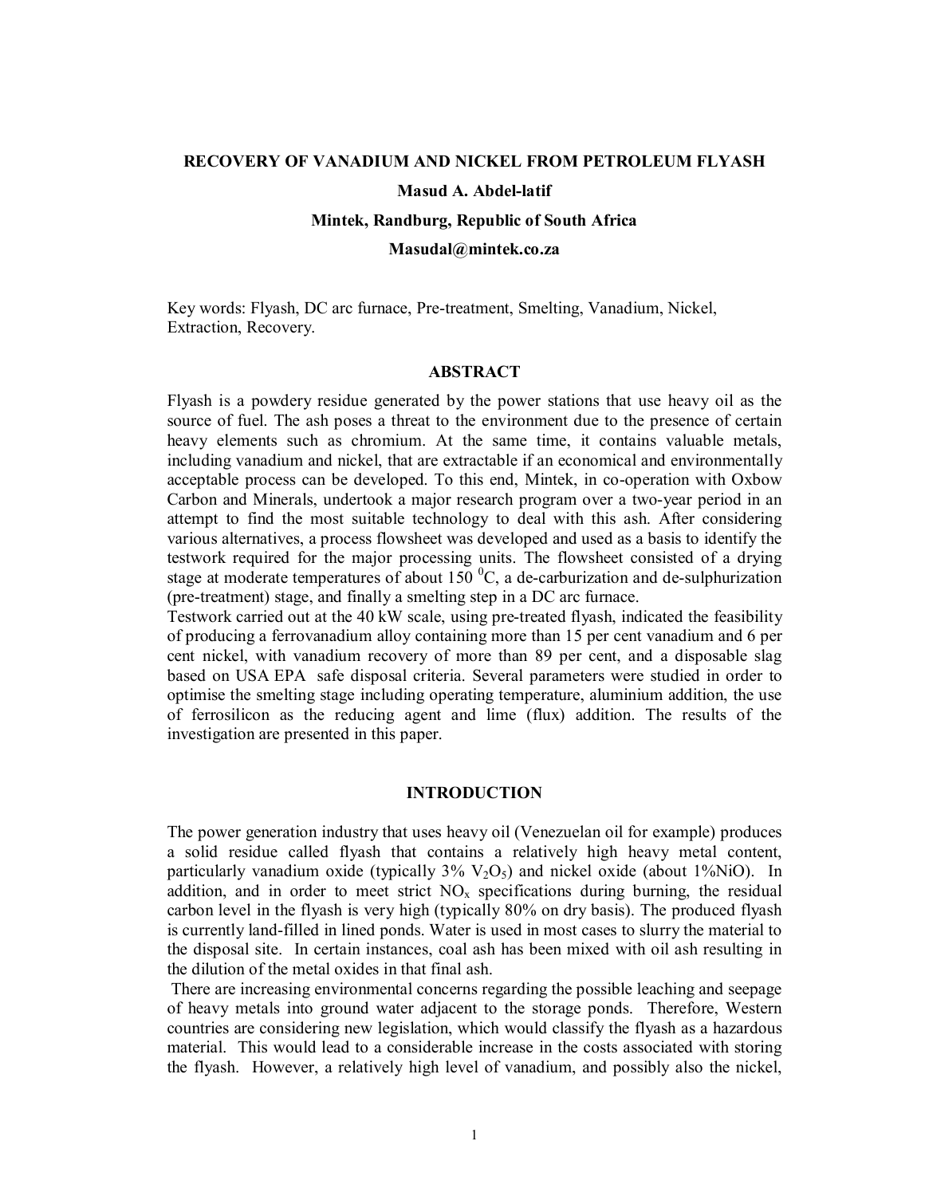# RECOVERY OF VANADIUM AND NICKEL FROM PETROLEUM FLYASH

**Masud A. Abdel-latif**

**Mintek, Randburg, Republic of South Africa**

**Masudal@mintek.co.za**

Key words: Flyash, DC arc furnace, Pre-treatment, Smelting, Vanadium, Nickel, Extraction, Recovery.

## ABSTRACT

Flyash is a powdery residue generated by the power stations that use heavy oil as the source of fuel. The ash poses a threat to the environment due to the presence of certain heavy elements such as chromium. At the same time, it contains valuable metals, including vanadium and nickel, that are extractable if an economical and environmentally acceptable process can be developed. To this end, Mintek, in co-operation with Oxbow Carbon and Minerals, undertook a major research program over a two-year period in an attempt to find the most suitable technology to deal with this ash. After considering various alternatives, a process flowsheet was developed and used as a basis to identify the testwork required for the major processing units. The flowsheet consisted of a drying stage at moderate temperatures of about 150 $^0$C, a de-carburization and de-sulphurization (pre-treatment) stage, and finally a smelting step in a DC arc furnace.

Testwork carried out at the 40 kW scale, using pre-treated flyash, indicated the feasibility of producing a ferrovanadium alloy containing more than 15 per cent vanadium and 6 per cent nickel, with vanadium recovery of more than 89 per cent, and a disposable slag based on USA EPA safe disposal criteria. Several parameters were studied in order to optimise the smelting stage including operating temperature, aluminium addition, the use of ferrosilicon as the reducing agent and lime (flux) addition. The results of the investigation are presented in this paper.

## INTRODUCTION

The power generation industry that uses heavy oil (Venezuelan oil for example) produces a solid residue called flyash that contains a relatively high heavy metal content, particularly vanadium oxide (typically 3% $V_2O_5$) and nickel oxide (about 1%NiO). In addition, and in order to meet strict $NO_x$ specifications during burning, the residual carbon level in the flyash is very high (typically 80% on dry basis). The produced flyash is currently land-filled in lined ponds. Water is used in most cases to slurry the material to the disposal site. In certain instances, coal ash has been mixed with oil ash resulting in the dilution of the metal oxides in that final ash.

There are increasing environmental concerns regarding the possible leaching and seepage of heavy metals into ground water adjacent to the storage ponds. Therefore, Western countries are considering new legislation, which would classify the flyash as a hazardous material. This would lead to a considerable increase in the costs associated with storing the flyash. However, a relatively high level of vanadium, and possibly also the nickel,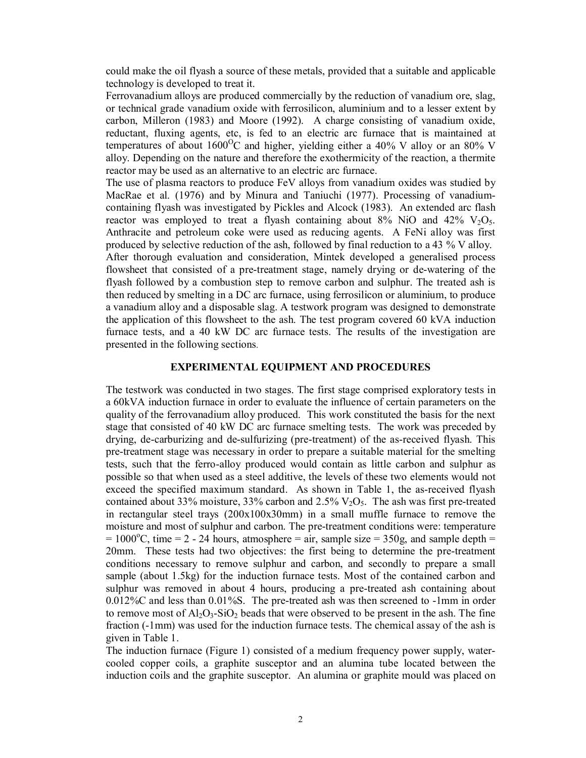could make the oil flyash a source of these metals, provided that a suitable and applicable technology is developed to treat it.

Ferrovanadium alloys are produced commercially by the reduction of vanadium ore, slag, or technical grade vanadium oxide with ferrosilicon, aluminium and to a lesser extent by carbon, Milleron (1983) and Moore (1992). A charge consisting of vanadium oxide, reductant, fluxing agents, etc, is fed to an electric arc furnace that is maintained at temperatures of about 1600$^{O}$C and higher, yielding either a 40% V alloy or an 80% V alloy. Depending on the nature and therefore the exothermicity of the reaction, a thermite reactor may be used as an alternative to an electric arc furnace.

The use of plasma reactors to produce FeV alloys from vanadium oxides was studied by MacRae et al. (1976) and by Minura and Taniuchi (1977). Processing of vanadium-containing flyash was investigated by Pickles and Alcock (1983). An extended arc flash reactor was employed to treat a flyash containing about 8% NiO and 42% $V_2O_5$. Anthracite and petroleum coke were used as reducing agents. A FeNi alloy was first produced by selective reduction of the ash, followed by final reduction to a 43 % V alloy.

After thorough evaluation and consideration, Mintek developed a generalised process flowsheet that consisted of a pre-treatment stage, namely drying or de-watering of the flyash followed by a combustion step to remove carbon and sulphur. The treated ash is then reduced by smelting in a DC arc furnace, using ferrosilicon or aluminium, to produce a vanadium alloy and a disposable slag. A testwork program was designed to demonstrate the application of this flowsheet to the ash. The test program covered 60 kVA induction furnace tests, and a 40 kW DC arc furnace tests. The results of the investigation are presented in the following sections.

## EXPERIMENTAL EQUIPMENT AND PROCEDURES

The testwork was conducted in two stages. The first stage comprised exploratory tests in a 60kVA induction furnace in order to evaluate the influence of certain parameters on the quality of the ferrovanadium alloy produced. This work constituted the basis for the next stage that consisted of 40 kW DC arc furnace smelting tests. The work was preceded by drying, de-carburizing and de-sulfurizing (pre-treatment) of the as-received flyash. This pre-treatment stage was necessary in order to prepare a suitable material for the smelting tests, such that the ferro-alloy produced would contain as little carbon and sulphur as possible so that when used as a steel additive, the levels of these two elements would not exceed the specified maximum standard. As shown in Table 1, the as-received flyash contained about 33% moisture, 33% carbon and 2.5% $V_2O_5$. The ash was first pre-treated in rectangular steel trays (200x100x30mm) in a small muffle furnace to remove the moisture and most of sulphur and carbon. The pre-treatment conditions were: temperature = 1000$^{o}$C, time = 2 - 24 hours, atmosphere = air, sample size = 350g, and sample depth = 20mm. These tests had two objectives: the first being to determine the pre-treatment conditions necessary to remove sulphur and carbon, and secondly to prepare a small sample (about 1.5kg) for the induction furnace tests. Most of the contained carbon and sulphur was removed in about 4 hours, producing a pre-treated ash containing about 0.012%C and less than 0.01%S. The pre-treated ash was then screened to -1mm in order to remove most of $Al_2O_3$-$SiO_2$ beads that were observed to be present in the ash. The fine fraction (-1mm) was used for the induction furnace tests. The chemical assay of the ash is given in Table 1.

The induction furnace (Figure 1) consisted of a medium frequency power supply, water-cooled copper coils, a graphite susceptor and an alumina tube located between the induction coils and the graphite susceptor. An alumina or graphite mould was placed on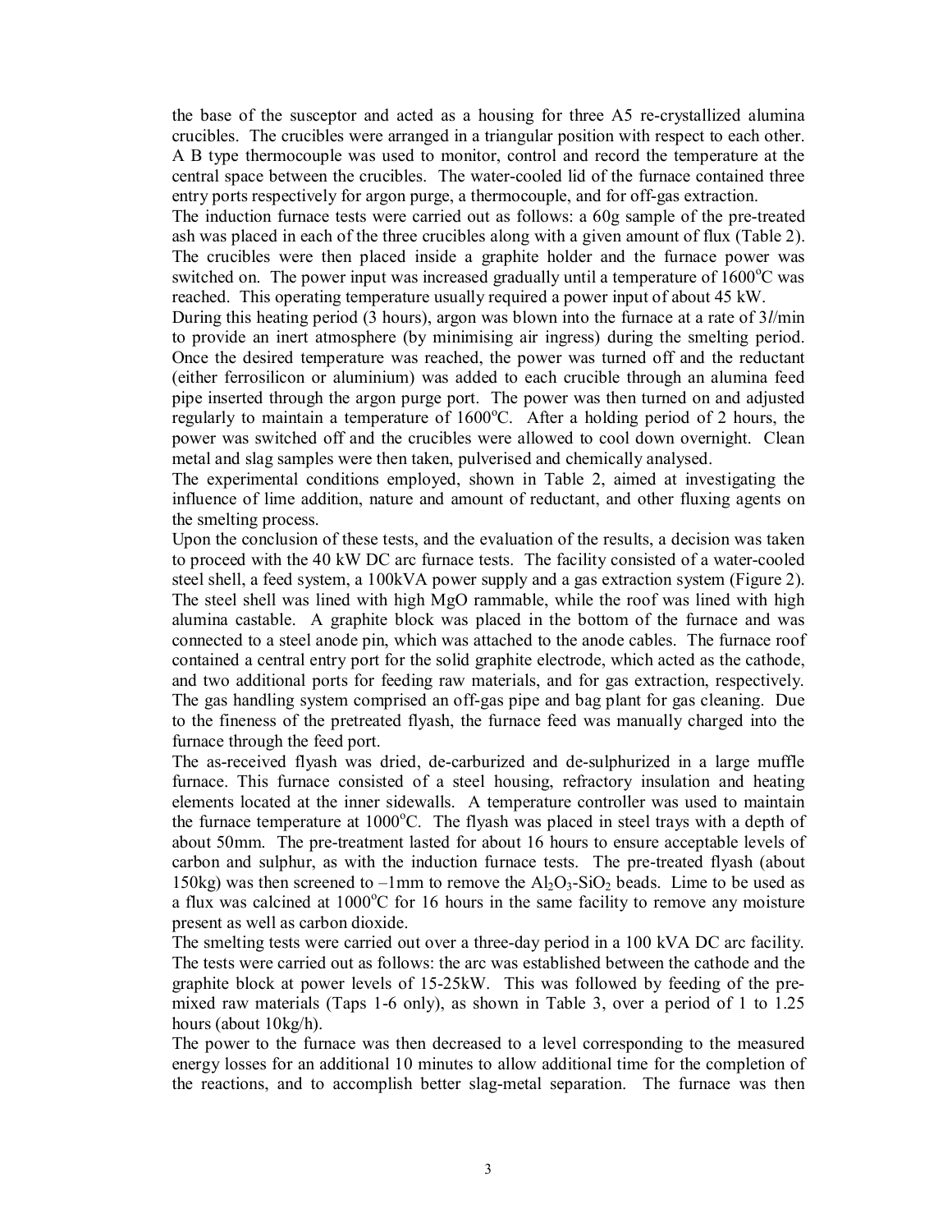the base of the susceptor and acted as a housing for three A5 re-crystallized alumina crucibles. The crucibles were arranged in a triangular position with respect to each other. A B type thermocouple was used to monitor, control and record the temperature at the central space between the crucibles. The water-cooled lid of the furnace contained three entry ports respectively for argon purge, a thermocouple, and for off-gas extraction.

The induction furnace tests were carried out as follows: a 60g sample of the pre-treated ash was placed in each of the three crucibles along with a given amount of flux (Table 2). The crucibles were then placed inside a graphite holder and the furnace power was switched on. The power input was increased gradually until a temperature of 1600°C was reached. This operating temperature usually required a power input of about 45 kW.

During this heating period (3 hours), argon was blown into the furnace at a rate of 3*l*/min to provide an inert atmosphere (by minimising air ingress) during the smelting period. Once the desired temperature was reached, the power was turned off and the reductant (either ferrosilicon or aluminium) was added to each crucible through an alumina feed pipe inserted through the argon purge port. The power was then turned on and adjusted regularly to maintain a temperature of 1600°C. After a holding period of 2 hours, the power was switched off and the crucibles were allowed to cool down overnight. Clean metal and slag samples were then taken, pulverised and chemically analysed.

The experimental conditions employed, shown in Table 2, aimed at investigating the influence of lime addition, nature and amount of reductant, and other fluxing agents on the smelting process.

Upon the conclusion of these tests, and the evaluation of the results, a decision was taken to proceed with the 40 kW DC arc furnace tests. The facility consisted of a water-cooled steel shell, a feed system, a 100kVA power supply and a gas extraction system (Figure 2). The steel shell was lined with high MgO rammable, while the roof was lined with high alumina castable. A graphite block was placed in the bottom of the furnace and was connected to a steel anode pin, which was attached to the anode cables. The furnace roof contained a central entry port for the solid graphite electrode, which acted as the cathode, and two additional ports for feeding raw materials, and for gas extraction, respectively. The gas handling system comprised an off-gas pipe and bag plant for gas cleaning. Due to the fineness of the pretreated flyash, the furnace feed was manually charged into the furnace through the feed port.

The as-received flyash was dried, de-carburized and de-sulphurized in a large muffle furnace. This furnace consisted of a steel housing, refractory insulation and heating elements located at the inner sidewalls. A temperature controller was used to maintain the furnace temperature at 1000°C. The flyash was placed in steel trays with a depth of about 50mm. The pre-treatment lasted for about 16 hours to ensure acceptable levels of carbon and sulphur, as with the induction furnace tests. The pre-treated flyash (about 150kg) was then screened to –1mm to remove the $Al_2O_3$-$SiO_2$ beads. Lime to be used as a flux was calcined at 1000°C for 16 hours in the same facility to remove any moisture present as well as carbon dioxide.

The smelting tests were carried out over a three-day period in a 100 kVA DC arc facility. The tests were carried out as follows: the arc was established between the cathode and the graphite block at power levels of 15-25kW. This was followed by feeding of the pre-mixed raw materials (Taps 1-6 only), as shown in Table 3, over a period of 1 to 1.25 hours (about 10kg/h).

The power to the furnace was then decreased to a level corresponding to the measured energy losses for an additional 10 minutes to allow additional time for the completion of the reactions, and to accomplish better slag-metal separation. The furnace was then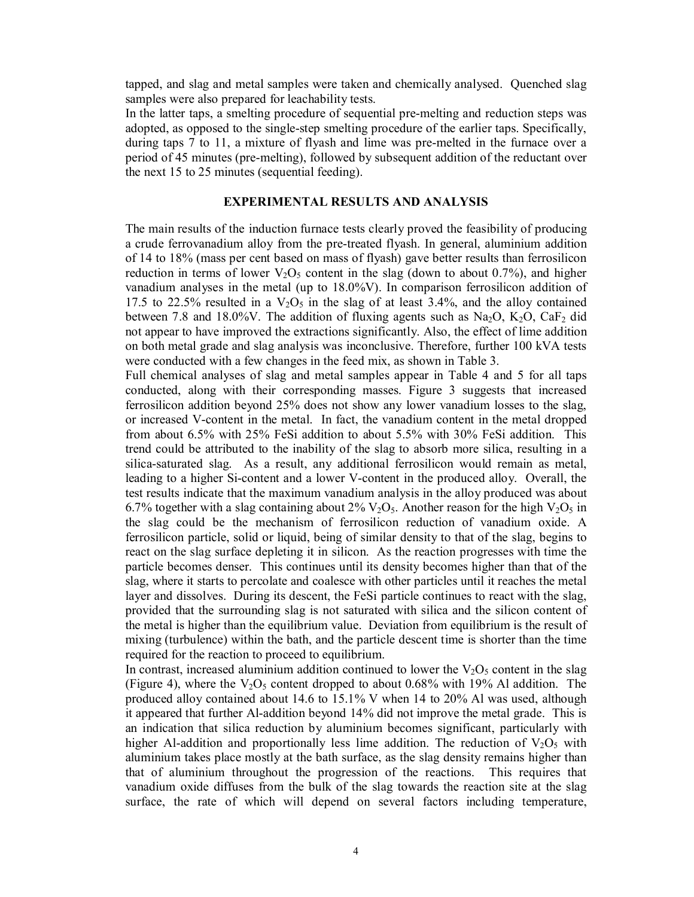tapped, and slag and metal samples were taken and chemically analysed. Quenched slag samples were also prepared for leachability tests.

In the latter taps, a smelting procedure of sequential pre-melting and reduction steps was adopted, as opposed to the single-step smelting procedure of the earlier taps. Specifically, during taps 7 to 11, a mixture of flyash and lime was pre-melted in the furnace over a period of 45 minutes (pre-melting), followed by subsequent addition of the reductant over the next 15 to 25 minutes (sequential feeding).

## EXPERIMENTAL RESULTS AND ANALYSIS

The main results of the induction furnace tests clearly proved the feasibility of producing a crude ferrovanadium alloy from the pre-treated flyash. In general, aluminium addition of 14 to 18% (mass per cent based on mass of flyash) gave better results than ferrosilicon reduction in terms of lower $V_2O_5$ content in the slag (down to about 0.7%), and higher vanadium analyses in the metal (up to 18.0%V). In comparison ferrosilicon addition of 17.5 to 22.5% resulted in a $V_2O_5$ in the slag of at least 3.4%, and the alloy contained between 7.8 and 18.0%V. The addition of fluxing agents such as $Na_2O$, $K_2O$, $CaF_2$ did not appear to have improved the extractions significantly. Also, the effect of lime addition on both metal grade and slag analysis was inconclusive. Therefore, further 100 kVA tests were conducted with a few changes in the feed mix, as shown in Table 3.

Full chemical analyses of slag and metal samples appear in Table 4 and 5 for all taps conducted, along with their corresponding masses. Figure 3 suggests that increased ferrosilicon addition beyond 25% does not show any lower vanadium losses to the slag, or increased V-content in the metal. In fact, the vanadium content in the metal dropped from about 6.5% with 25% FeSi addition to about 5.5% with 30% FeSi addition. This trend could be attributed to the inability of the slag to absorb more silica, resulting in a silica-saturated slag. As a result, any additional ferrosilicon would remain as metal, leading to a higher Si-content and a lower V-content in the produced alloy. Overall, the test results indicate that the maximum vanadium analysis in the alloy produced was about 6.7% together with a slag containing about 2% $V_2O_5$. Another reason for the high $V_2O_5$ in the slag could be the mechanism of ferrosilicon reduction of vanadium oxide. A ferrosilicon particle, solid or liquid, being of similar density to that of the slag, begins to react on the slag surface depleting it in silicon. As the reaction progresses with time the particle becomes denser. This continues until its density becomes higher than that of the slag, where it starts to percolate and coalesce with other particles until it reaches the metal layer and dissolves. During its descent, the FeSi particle continues to react with the slag, provided that the surrounding slag is not saturated with silica and the silicon content of the metal is higher than the equilibrium value. Deviation from equilibrium is the result of mixing (turbulence) within the bath, and the particle descent time is shorter than the time required for the reaction to proceed to equilibrium.

In contrast, increased aluminium addition continued to lower the $V_2O_5$ content in the slag (Figure 4), where the $V_2O_5$ content dropped to about 0.68% with 19% Al addition. The produced alloy contained about 14.6 to 15.1% V when 14 to 20% Al was used, although it appeared that further Al-addition beyond 14% did not improve the metal grade. This is an indication that silica reduction by aluminium becomes significant, particularly with higher Al-addition and proportionally less lime addition. The reduction of $V_2O_5$ with aluminium takes place mostly at the bath surface, as the slag density remains higher than that of aluminium throughout the progression of the reactions. This requires that vanadium oxide diffuses from the bulk of the slag towards the reaction site at the slag surface, the rate of which will depend on several factors including temperature,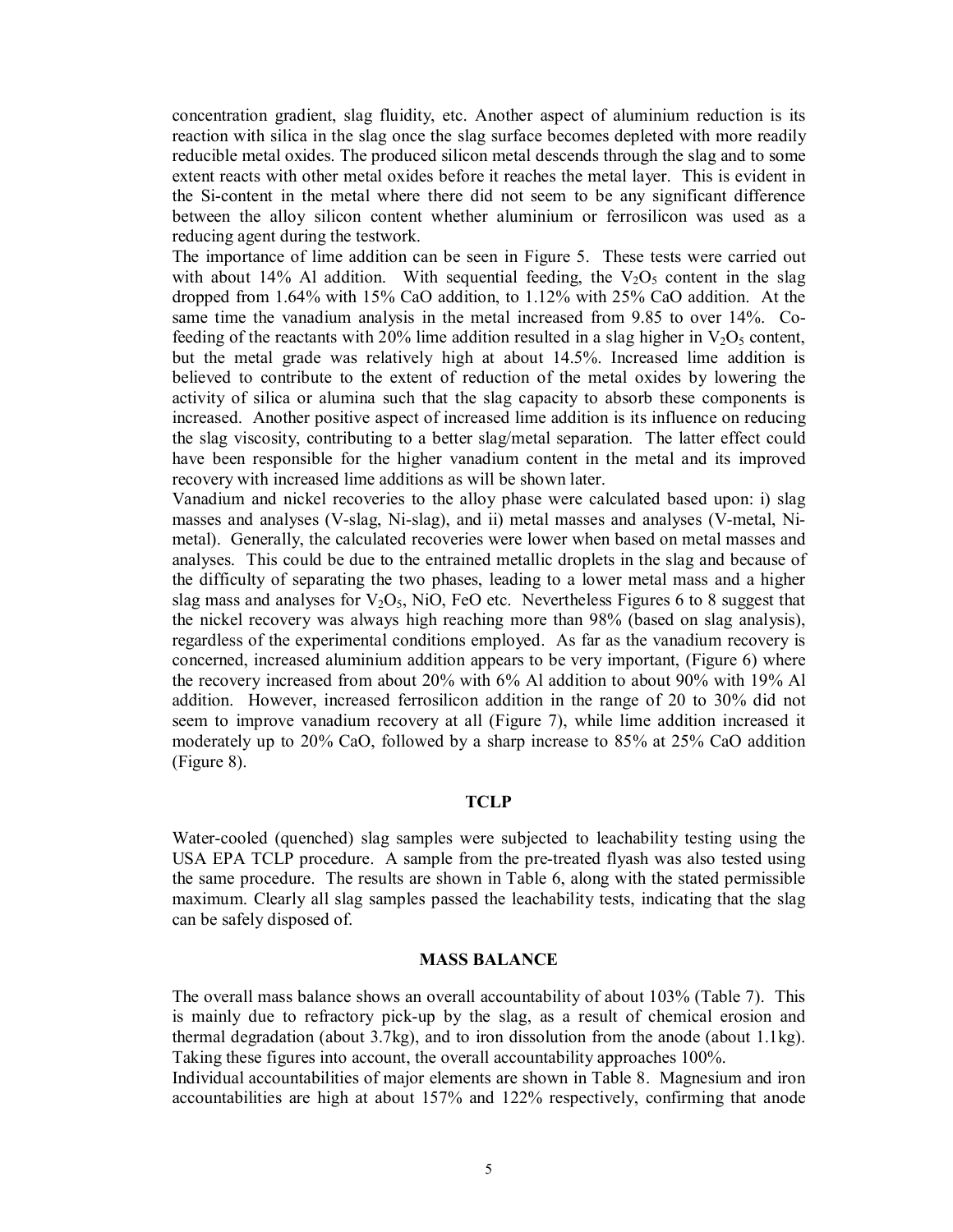concentration gradient, slag fluidity, etc. Another aspect of aluminium reduction is its reaction with silica in the slag once the slag surface becomes depleted with more readily reducible metal oxides. The produced silicon metal descends through the slag and to some extent reacts with other metal oxides before it reaches the metal layer. This is evident in the Si-content in the metal where there did not seem to be any significant difference between the alloy silicon content whether aluminium or ferrosilicon was used as a reducing agent during the testwork.

The importance of lime addition can be seen in Figure 5. These tests were carried out with about 14% Al addition. With sequential feeding, the $V_2O_5$ content in the slag dropped from 1.64% with 15% CaO addition, to 1.12% with 25% CaO addition. At the same time the vanadium analysis in the metal increased from 9.85 to over 14%. Co-feeding of the reactants with 20% lime addition resulted in a slag higher in $V_2O_5$ content, but the metal grade was relatively high at about 14.5%. Increased lime addition is believed to contribute to the extent of reduction of the metal oxides by lowering the activity of silica or alumina such that the slag capacity to absorb these components is increased. Another positive aspect of increased lime addition is its influence on reducing the slag viscosity, contributing to a better slag/metal separation. The latter effect could have been responsible for the higher vanadium content in the metal and its improved recovery with increased lime additions as will be shown later.

Vanadium and nickel recoveries to the alloy phase were calculated based upon: i) slag masses and analyses (V-slag, Ni-slag), and ii) metal masses and analyses (V-metal, Ni-metal). Generally, the calculated recoveries were lower when based on metal masses and analyses. This could be due to the entrained metallic droplets in the slag and because of the difficulty of separating the two phases, leading to a lower metal mass and a higher slag mass and analyses for $V_2O_5$, NiO, FeO etc. Nevertheless Figures 6 to 8 suggest that the nickel recovery was always high reaching more than 98% (based on slag analysis), regardless of the experimental conditions employed. As far as the vanadium recovery is concerned, increased aluminium addition appears to be very important, (Figure 6) where the recovery increased from about 20% with 6% Al addition to about 90% with 19% Al addition. However, increased ferrosilicon addition in the range of 20 to 30% did not seem to improve vanadium recovery at all (Figure 7), while lime addition increased it moderately up to 20% CaO, followed by a sharp increase to 85% at 25% CaO addition (Figure 8).

## TCLP

Water-cooled (quenched) slag samples were subjected to leachability testing using the USA EPA TCLP procedure. A sample from the pre-treated flyash was also tested using the same procedure. The results are shown in Table 6, along with the stated permissible maximum. Clearly all slag samples passed the leachability tests, indicating that the slag can be safely disposed of.

## MASS BALANCE

The overall mass balance shows an overall accountability of about 103% (Table 7). This is mainly due to refractory pick-up by the slag, as a result of chemical erosion and thermal degradation (about 3.7kg), and to iron dissolution from the anode (about 1.1kg). Taking these figures into account, the overall accountability approaches 100%.

Individual accountabilities of major elements are shown in Table 8. Magnesium and iron accountabilities are high at about 157% and 122% respectively, confirming that anode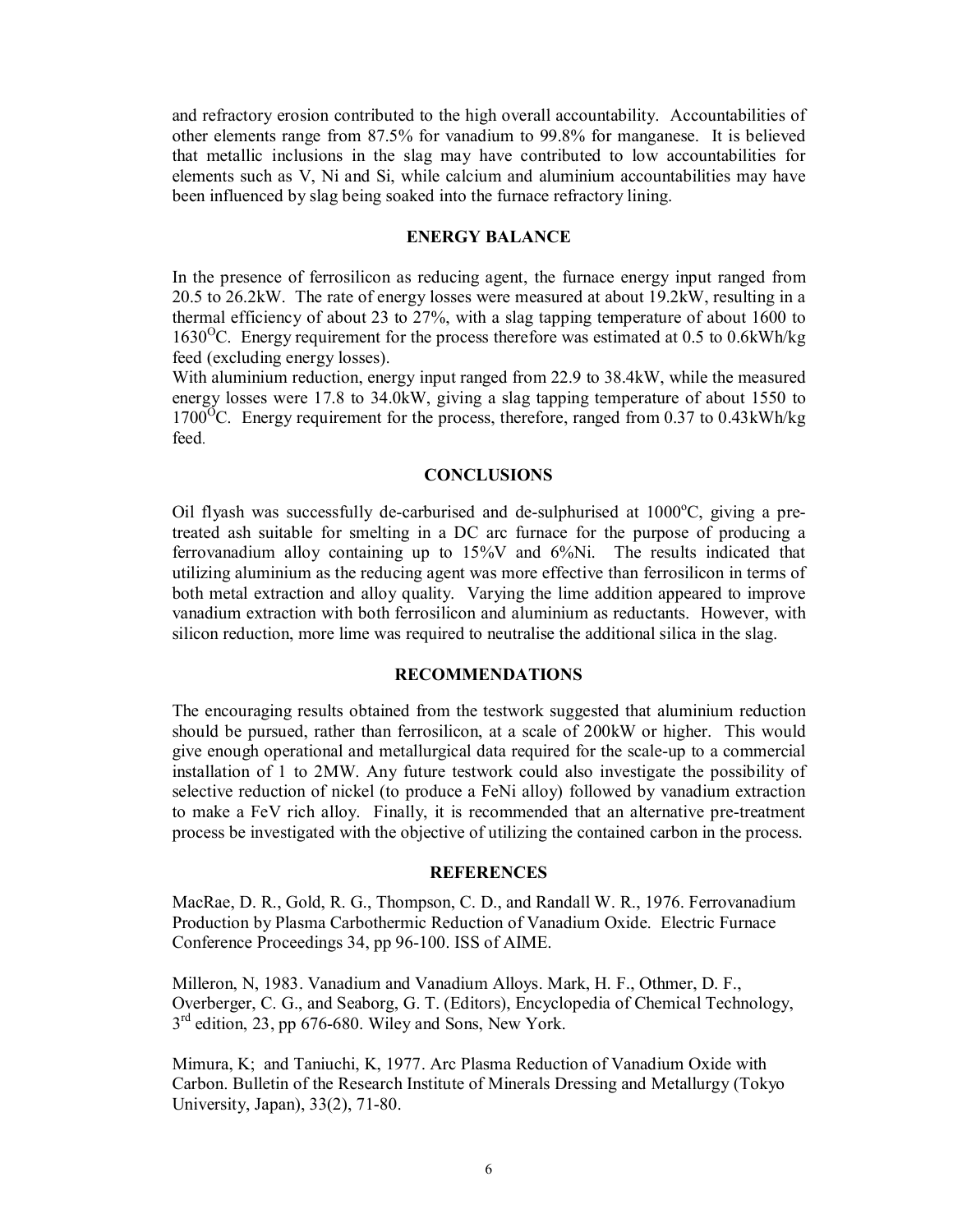and refractory erosion contributed to the high overall accountability. Accountabilities of other elements range from 87.5% for vanadium to 99.8% for manganese. It is believed that metallic inclusions in the slag may have contributed to low accountabilities for elements such as V, Ni and Si, while calcium and aluminium accountabilities may have been influenced by slag being soaked into the furnace refractory lining.

## ENERGY BALANCE

In the presence of ferrosilicon as reducing agent, the furnace energy input ranged from 20.5 to 26.2kW. The rate of energy losses were measured at about 19.2kW, resulting in a thermal efficiency of about 23 to 27%, with a slag tapping temperature of about 1600 to 1630$^{O}$C. Energy requirement for the process therefore was estimated at 0.5 to 0.6kWh/kg feed (excluding energy losses).

With aluminium reduction, energy input ranged from 22.9 to 38.4kW, while the measured energy losses were 17.8 to 34.0kW, giving a slag tapping temperature of about 1550 to 1700$^{O}$C. Energy requirement for the process, therefore, ranged from 0.37 to 0.43kWh/kg feed.

## CONCLUSIONS

Oil flyash was successfully de-carburised and de-sulphurised at 1000$^{o}$C, giving a pre-treated ash suitable for smelting in a DC arc furnace for the purpose of producing a ferrovanadium alloy containing up to 15%V and 6%Ni. The results indicated that utilizing aluminium as the reducing agent was more effective than ferrosilicon in terms of both metal extraction and alloy quality. Varying the lime addition appeared to improve vanadium extraction with both ferrosilicon and aluminium as reductants. However, with silicon reduction, more lime was required to neutralise the additional silica in the slag.

## RECOMMENDATIONS

The encouraging results obtained from the testwork suggested that aluminium reduction should be pursued, rather than ferrosilicon, at a scale of 200kW or higher. This would give enough operational and metallurgical data required for the scale-up to a commercial installation of 1 to 2MW. Any future testwork could also investigate the possibility of selective reduction of nickel (to produce a FeNi alloy) followed by vanadium extraction to make a FeV rich alloy. Finally, it is recommended that an alternative pre-treatment process be investigated with the objective of utilizing the contained carbon in the process.

## REFERENCES

MacRae, D. R., Gold, R. G., Thompson, C. D., and Randall W. R., 1976. Ferrovanadium Production by Plasma Carbothermic Reduction of Vanadium Oxide. Electric Furnace Conference Proceedings 34, pp 96-100. ISS of AIME.

Milleron, N, 1983. Vanadium and Vanadium Alloys. Mark, H. F., Othmer, D. F., Overberger, C. G., and Seaborg, G. T. (Editors), Encyclopedia of Chemical Technology, 3$^{rd}$ edition, 23, pp 676-680. Wiley and Sons, New York.

Mimura, K; and Taniuchi, K, 1977. Arc Plasma Reduction of Vanadium Oxide with Carbon. Bulletin of the Research Institute of Minerals Dressing and Metallurgy (Tokyo University, Japan), 33(2), 71-80.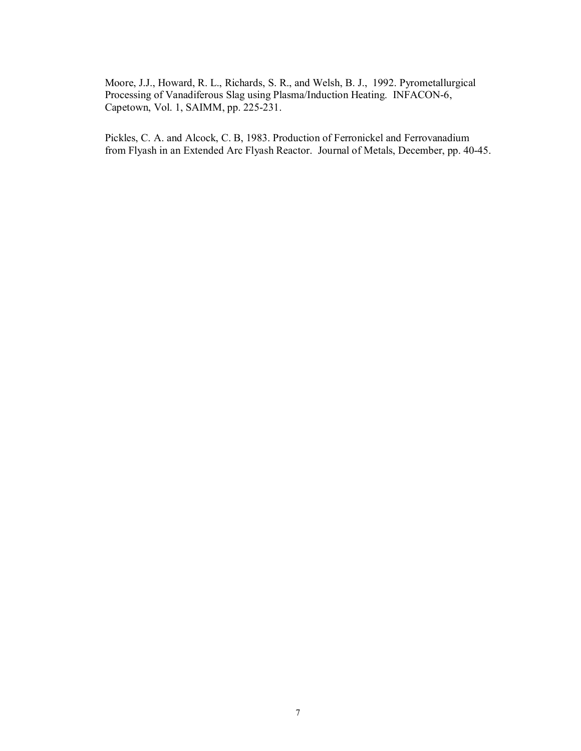Moore, J.J., Howard, R. L., Richards, S. R., and Welsh, B. J., 1992. Pyrometallurgical Processing of Vanadiferous Slag using Plasma/Induction Heating. INFACON-6, Capetown, Vol. 1, SAIMM, pp. 225-231.

Pickles, C. A. and Alcock, C. B, 1983. Production of Ferronickel and Ferrovanadium from Flyash in an Extended Arc Flyash Reactor. Journal of Metals, December, pp. 40-45.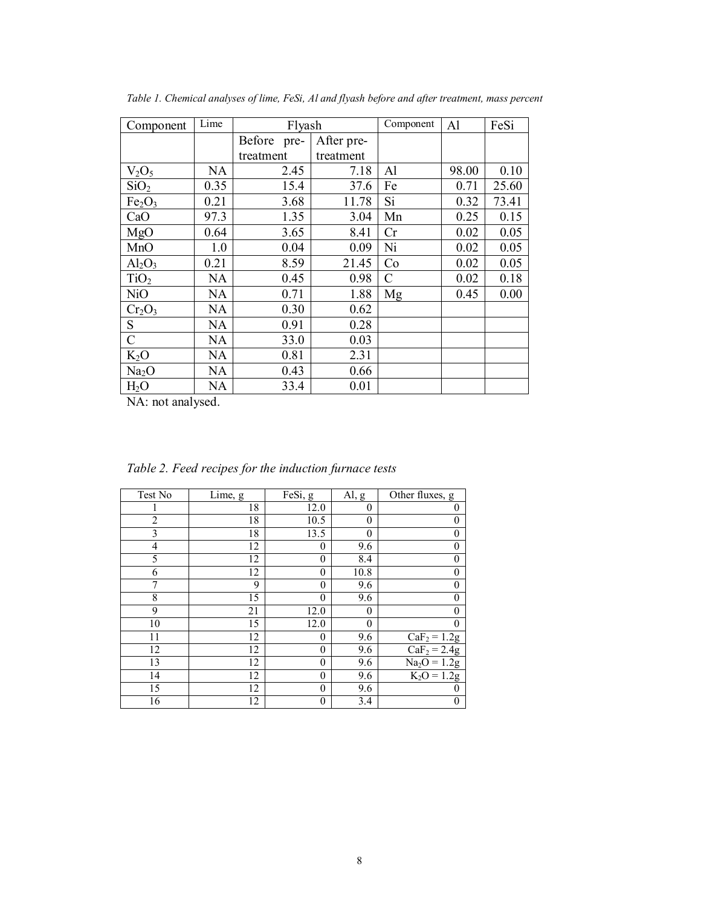*Table 1. Chemical analyses of lime, FeSi, Al and flyash before and after treatment, mass percent*

| Component | Lime | Flyash | | Component | Al | FeSi |
|---|---|---|---|---|---|---|
| | | Before pre-treatment | After pre-treatment | | | |
| $V_2O_5$ | NA | 2.45 | 7.18 | Al | 98.00 | 0.10 |
| $SiO_2$ | 0.35 | 15.4 | 37.6 | Fe | 0.71 | 25.60 |
| $Fe_2O_3$ | 0.21 | 3.68 | 11.78 | Si | 0.32 | 73.41 |
| CaO | 97.3 | 1.35 | 3.04 | Mn | 0.25 | 0.15 |
| MgO | 0.64 | 3.65 | 8.41 | Cr | 0.02 | 0.05 |
| MnO | 1.0 | 0.04 | 0.09 | Ni | 0.02 | 0.05 |
| $Al_2O_3$ | 0.21 | 8.59 | 21.45 | Co | 0.02 | 0.05 |
| $TiO_2$ | NA | 0.45 | 0.98 | C | 0.02 | 0.18 |
| NiO | NA | 0.71 | 1.88 | Mg | 0.45 | 0.00 |
| $Cr_2O_3$ | NA | 0.30 | 0.62 | | | |
| S | NA | 0.91 | 0.28 | | | |
| C | NA | 33.0 | 0.03 | | | |
| $K_2O$ | NA | 0.81 | 2.31 | | | |
| $Na_2O$ | NA | 0.43 | 0.66 | | | |
| $H_2O$ | NA | 33.4 | 0.01 | | | |

NA: not analysed.

*Table 2. Feed recipes for the induction furnace tests*

| Test No | Lime, g | FeSi, g | Al, g | Other fluxes, g |
|---|---|---|---|---|
| 1 | 18 | 12.0 | 0 | 0 |
| 2 | 18 | 10.5 | 0 | 0 |
| 3 | 18 | 13.5 | 0 | 0 |
| 4 | 12 | 0 | 9.6 | 0 |
| 5 | 12 | 0 | 8.4 | 0 |
| 6 | 12 | 0 | 10.8 | 0 |
| 7 | 9 | 0 | 9.6 | 0 |
| 8 | 15 | 0 | 9.6 | 0 |
| 9 | 21 | 12.0 | 0 | 0 |
| 10 | 15 | 12.0 | 0 | 0 |
| 11 | 12 | 0 | 9.6 | $CaF_2$ = 1.2g |
| 12 | 12 | 0 | 9.6 | $CaF_2$ = 2.4g |
| 13 | 12 | 0 | 9.6 | $Na_2O$ = 1.2g |
| 14 | 12 | 0 | 9.6 | $K_2O$ = 1.2g |
| 15 | 12 | 0 | 9.6 | 0 |
| 16 | 12 | 0 | 3.4 | 0 |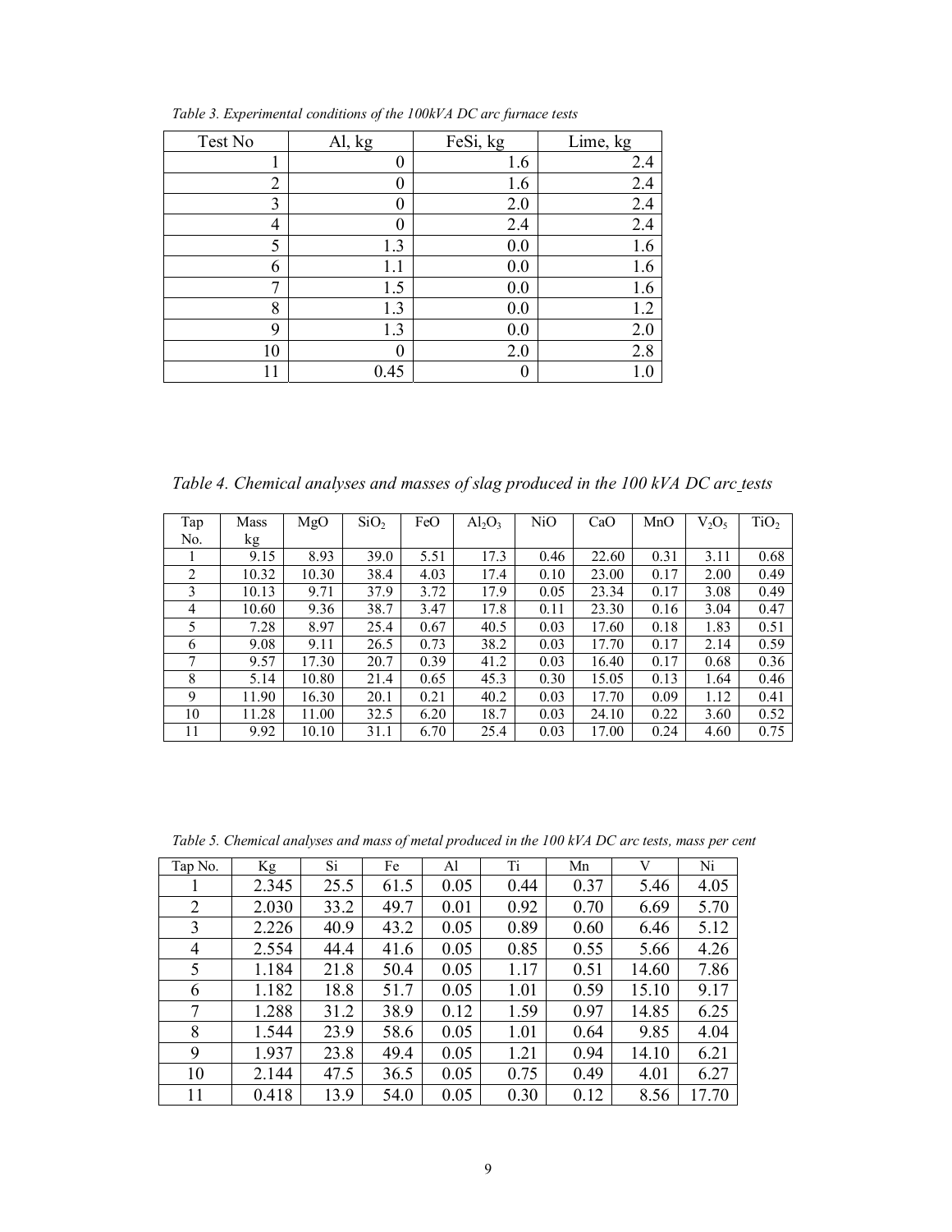*Table 3. Experimental conditions of the 100kVA DC arc furnace tests*

| Test No | Al, kg | FeSi, kg | Lime, kg |
|---|---|---|---|
| 1 | 0 | 1.6 | 2.4 |
| 2 | 0 | 1.6 | 2.4 |
| 3 | 0 | 2.0 | 2.4 |
| 4 | 0 | 2.4 | 2.4 |
| 5 | 1.3 | 0.0 | 1.6 |
| 6 | 1.1 | 0.0 | 1.6 |
| 7 | 1.5 | 0.0 | 1.6 |
| 8 | 1.3 | 0.0 | 1.2 |
| 9 | 1.3 | 0.0 | 2.0 |
| 10 | 0 | 2.0 | 2.8 |
| 11 | 0.45 | 0 | 1.0 |

*Table 4. Chemical analyses and masses of slag produced in the 100 kVA DC arc tests*

| Tap No. | Mass kg | MgO | $SiO_2$ | FeO | $Al_2O_3$ | NiO | CaO | MnO | $V_2O_5$ | $TiO_2$ |
|---|---|---|---|---|---|---|---|---|---|---|
| 1 | 9.15 | 8.93 | 39.0 | 5.51 | 17.3 | 0.46 | 22.60 | 0.31 | 3.11 | 0.68 |
| 2 | 10.32 | 10.30 | 38.4 | 4.03 | 17.4 | 0.10 | 23.00 | 0.17 | 2.00 | 0.49 |
| 3 | 10.13 | 9.71 | 37.9 | 3.72 | 17.9 | 0.05 | 23.34 | 0.17 | 3.08 | 0.49 |
| 4 | 10.60 | 9.36 | 38.7 | 3.47 | 17.8 | 0.11 | 23.30 | 0.16 | 3.04 | 0.47 |
| 5 | 7.28 | 8.97 | 25.4 | 0.67 | 40.5 | 0.03 | 17.60 | 0.18 | 1.83 | 0.51 |
| 6 | 9.08 | 9.11 | 26.5 | 0.73 | 38.2 | 0.03 | 17.70 | 0.17 | 2.14 | 0.59 |
| 7 | 9.57 | 17.30 | 20.7 | 0.39 | 41.2 | 0.03 | 16.40 | 0.17 | 0.68 | 0.36 |
| 8 | 5.14 | 10.80 | 21.4 | 0.65 | 45.3 | 0.30 | 15.05 | 0.13 | 1.64 | 0.46 |
| 9 | 11.90 | 16.30 | 20.1 | 0.21 | 40.2 | 0.03 | 17.70 | 0.09 | 1.12 | 0.41 |
| 10 | 11.28 | 11.00 | 32.5 | 6.20 | 18.7 | 0.03 | 24.10 | 0.22 | 3.60 | 0.52 |
| 11 | 9.92 | 10.10 | 31.1 | 6.70 | 25.4 | 0.03 | 17.00 | 0.24 | 4.60 | 0.75 |

*Table 5. Chemical analyses and mass of metal produced in the 100 kVA DC arc tests, mass per cent*

| Tap No. | Kg | Si | Fe | Al | Ti | Mn | V | Ni |
|---|---|---|---|---|---|---|---|---|
| 1 | 2.345 | 25.5 | 61.5 | 0.05 | 0.44 | 0.37 | 5.46 | 4.05 |
| 2 | 2.030 | 33.2 | 49.7 | 0.01 | 0.92 | 0.70 | 6.69 | 5.70 |
| 3 | 2.226 | 40.9 | 43.2 | 0.05 | 0.89 | 0.60 | 6.46 | 5.12 |
| 4 | 2.554 | 44.4 | 41.6 | 0.05 | 0.85 | 0.55 | 5.66 | 4.26 |
| 5 | 1.184 | 21.8 | 50.4 | 0.05 | 1.17 | 0.51 | 14.60 | 7.86 |
| 6 | 1.182 | 18.8 | 51.7 | 0.05 | 1.01 | 0.59 | 15.10 | 9.17 |
| 7 | 1.288 | 31.2 | 38.9 | 0.12 | 1.59 | 0.97 | 14.85 | 6.25 |
| 8 | 1.544 | 23.9 | 58.6 | 0.05 | 1.01 | 0.64 | 9.85 | 4.04 |
| 9 | 1.937 | 23.8 | 49.4 | 0.05 | 1.21 | 0.94 | 14.10 | 6.21 |
| 10 | 2.144 | 47.5 | 36.5 | 0.05 | 0.75 | 0.49 | 4.01 | 6.27 |
| 11 | 0.418 | 13.9 | 54.0 | 0.05 | 0.30 | 0.12 | 8.56 | 17.70 |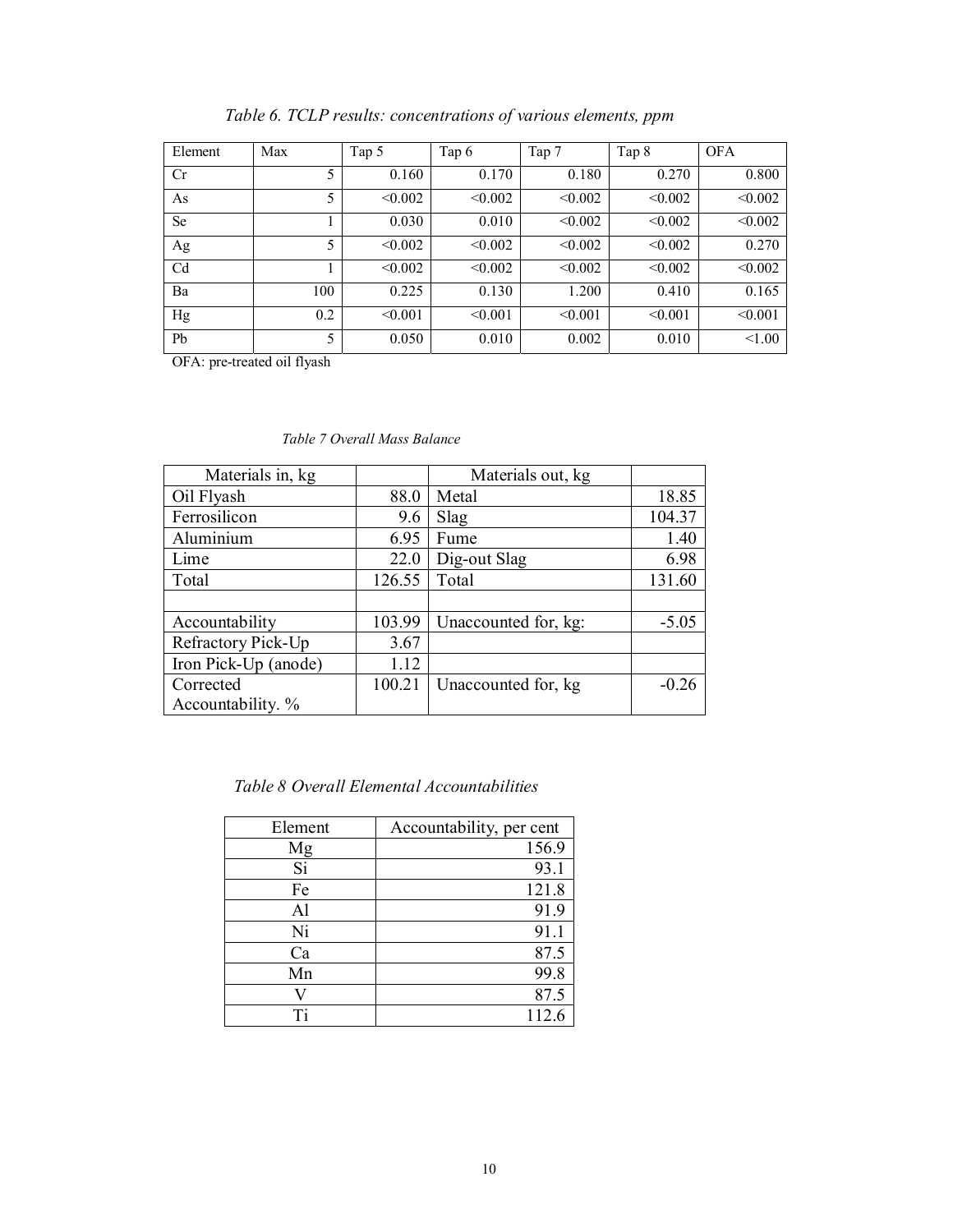*Table 6. TCLP results: concentrations of various elements, ppm*

| Element | Max | Tap 5 | Tap 6 | Tap 7 | Tap 8 | OFA |
|---|---|---|---|---|---|---|
| Cr | 5 | 0.160 | 0.170 | 0.180 | 0.270 | 0.800 |
| As | 5 | <0.002 | <0.002 | <0.002 | <0.002 | <0.002 |
| Se | 1 | 0.030 | 0.010 | <0.002 | <0.002 | <0.002 |
| Ag | 5 | <0.002 | <0.002 | <0.002 | <0.002 | 0.270 |
| Cd | 1 | <0.002 | <0.002 | <0.002 | <0.002 | <0.002 |
| Ba | 100 | 0.225 | 0.130 | 1.200 | 0.410 | 0.165 |
| Hg | 0.2 | <0.001 | <0.001 | <0.001 | <0.001 | <0.001 |
| Pb | 5 | 0.050 | 0.010 | 0.002 | 0.010 | <1.00 |

OFA: pre-treated oil flyash

*Table 7 Overall Mass Balance*

| Materials in, kg | | Materials out, kg | |
|---|---|---|---|
| Oil Flyash | 88.0 | Metal | 18.85 |
| Ferrosilicon | 9.6 | Slag | 104.37 |
| Aluminium | 6.95 | Fume | 1.40 |
| Lime | 22.0 | Dig-out Slag | 6.98 |
| Total | 126.55 | Total | 131.60 |
| | | | |
| Accountability | 103.99 | Unaccounted for, kg: | -5.05 |
| Refractory Pick-Up | 3.67 | | |
| Iron Pick-Up (anode) | 1.12 | | |
| Corrected Accountability. % | 100.21 | Unaccounted for, kg | -0.26 |

*Table 8 Overall Elemental Accountabilities*

| Element | Accountability, per cent |
|---|---|
| Mg | 156.9 |
| Si | 93.1 |
| Fe | 121.8 |
| Al | 91.9 |
| Ni | 91.1 |
| Ca | 87.5 |
| Mn | 99.8 |
| V | 87.5 |
| Ti | 112.6 |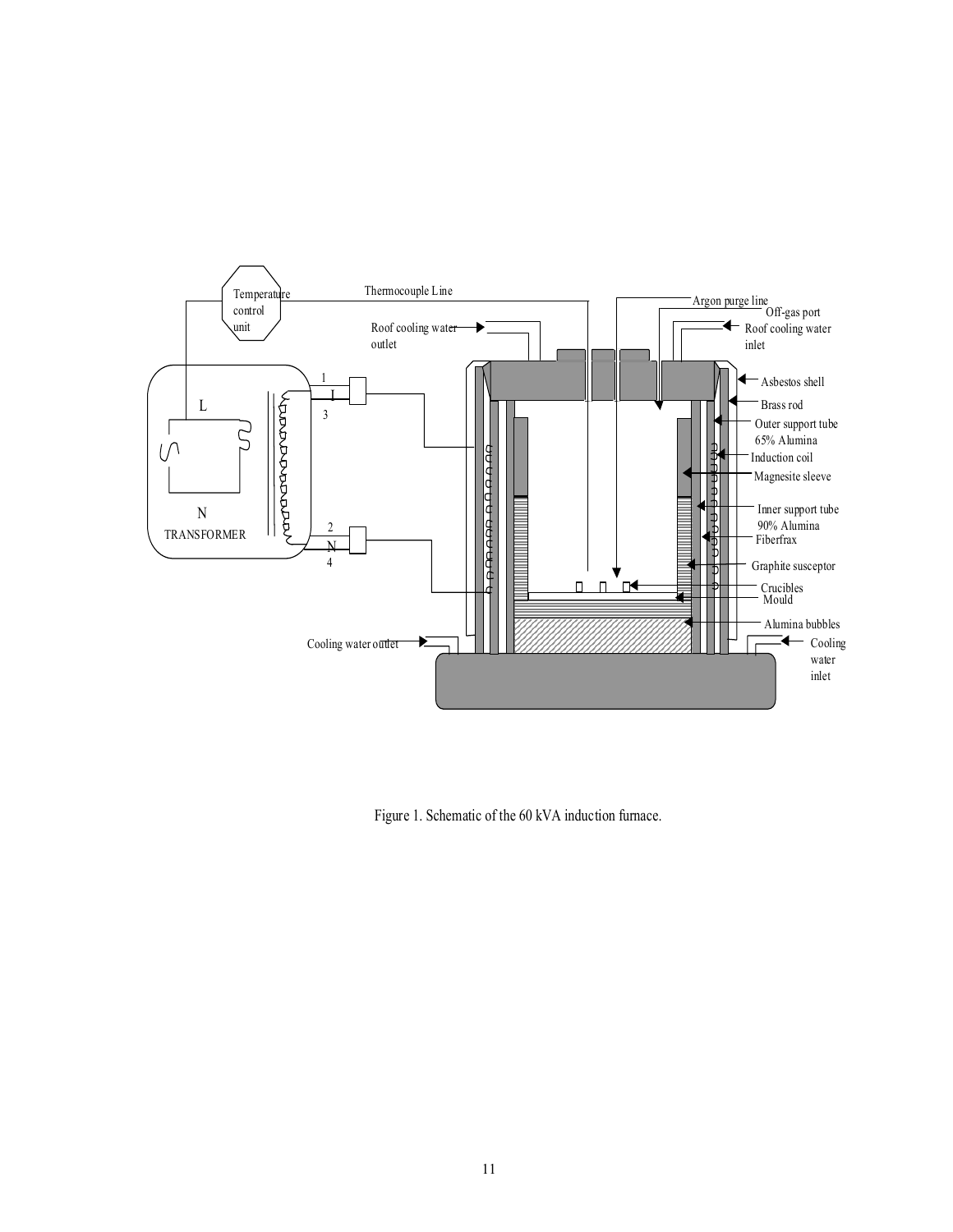Figure 1. Schematic of the 60 kVA induction furnace.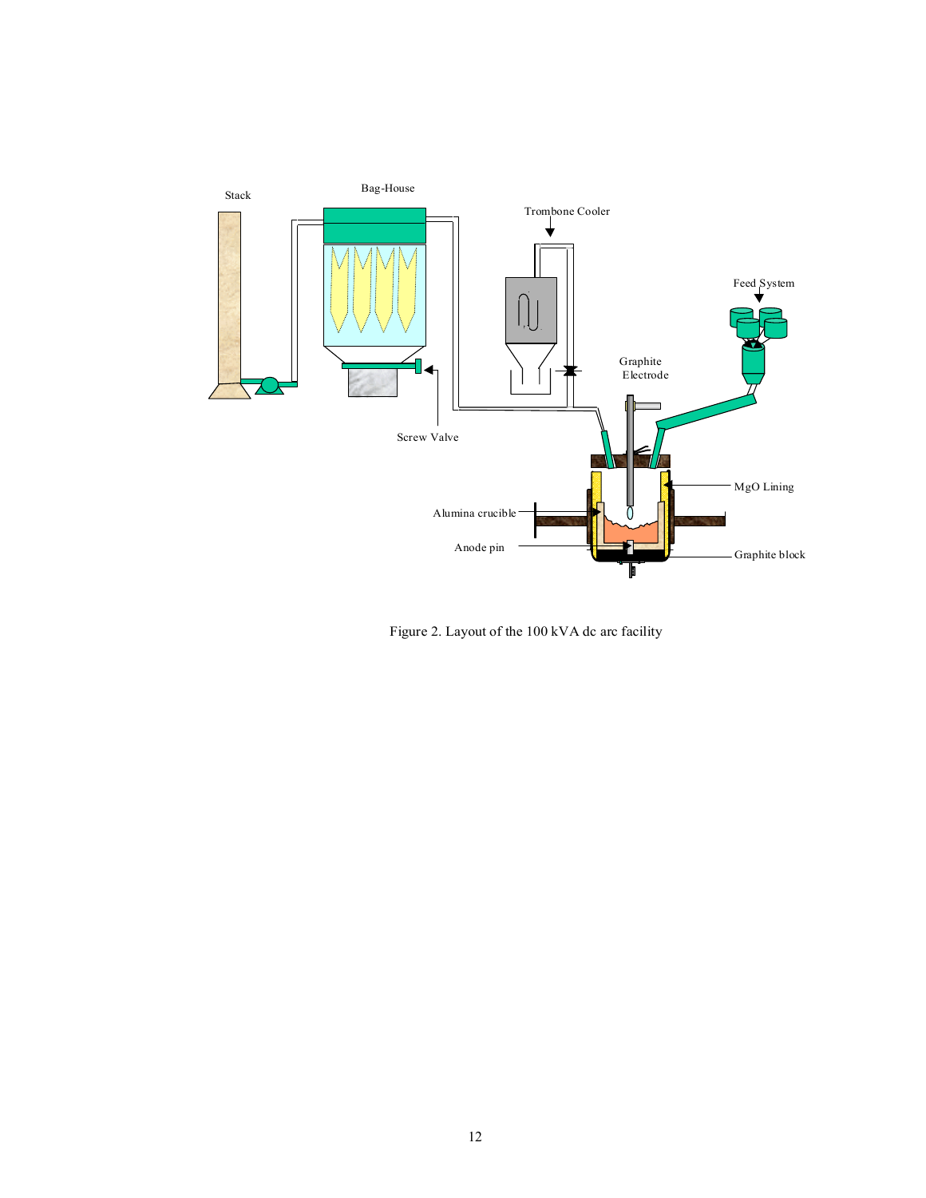Figure 2. Layout of the 100 kVA dc arc facility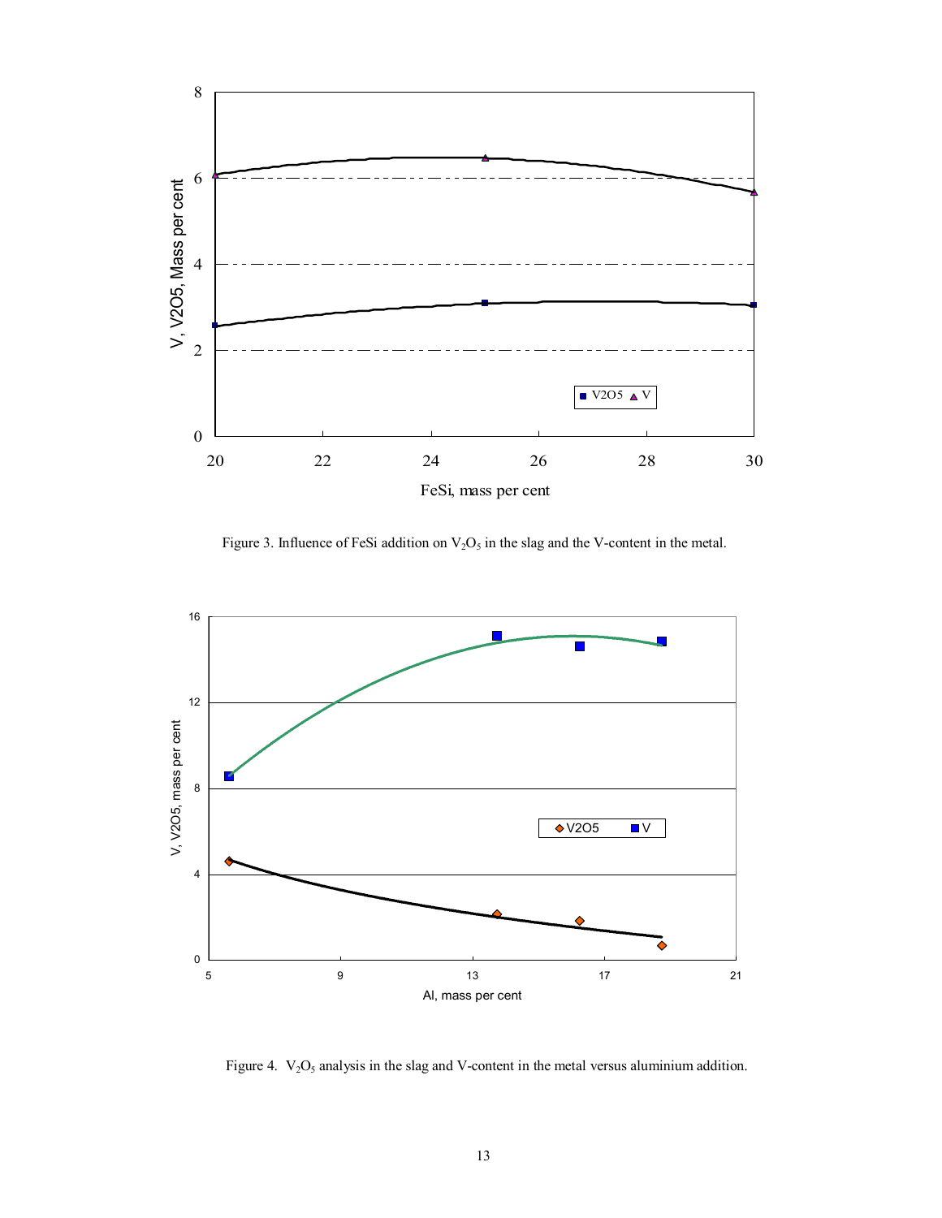Figure 3. Influence of FeSi addition on $V_2O_5$ in the slag and the V-content in the metal.

Figure 4. $V_2O_5$ analysis in the slag and V-content in the metal versus aluminium addition.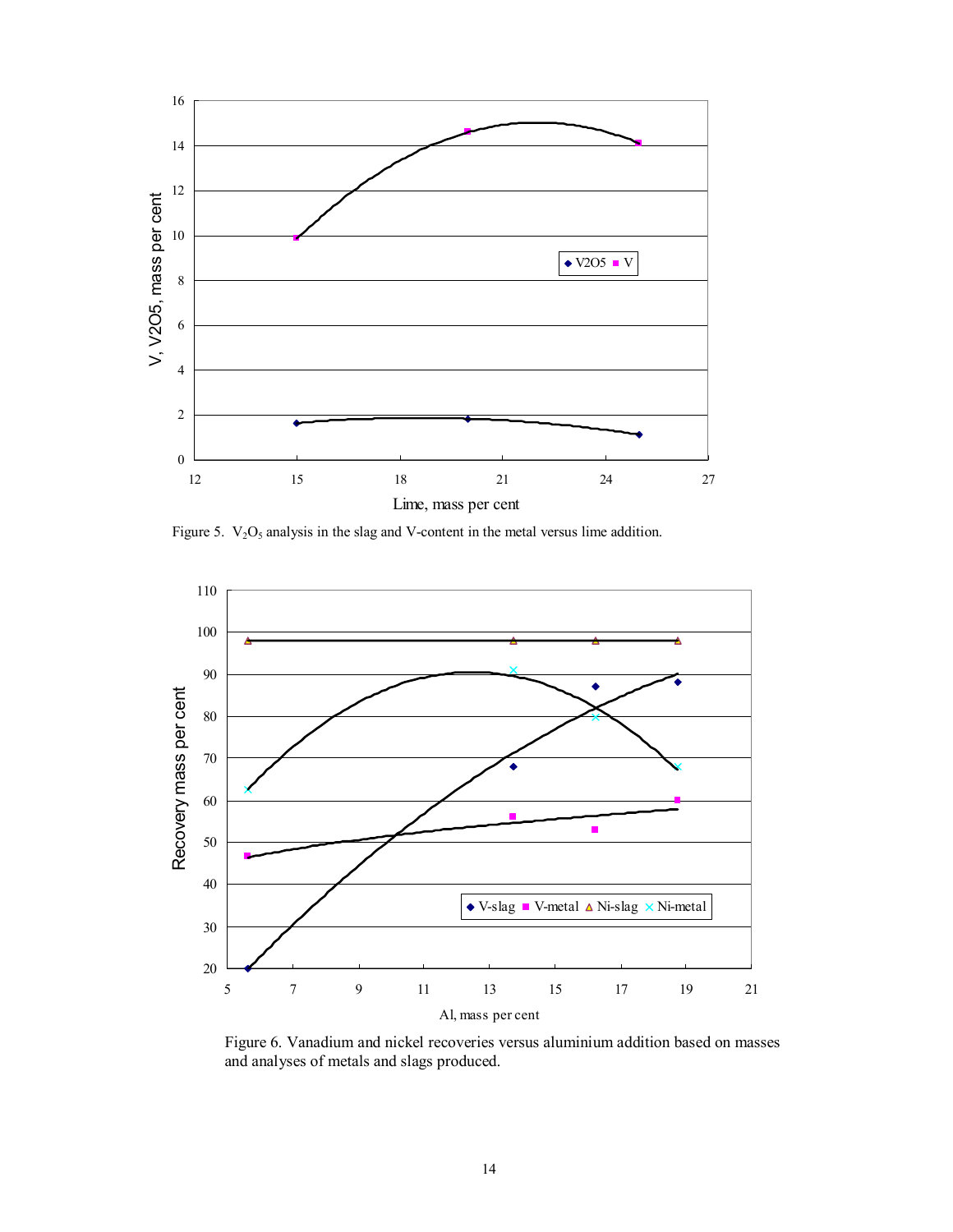Figure 5. $V_2O_5$ analysis in the slag and V-content in the metal versus lime addition.

Figure 6. Vanadium and nickel recoveries versus aluminium addition based on masses and analyses of metals and slags produced.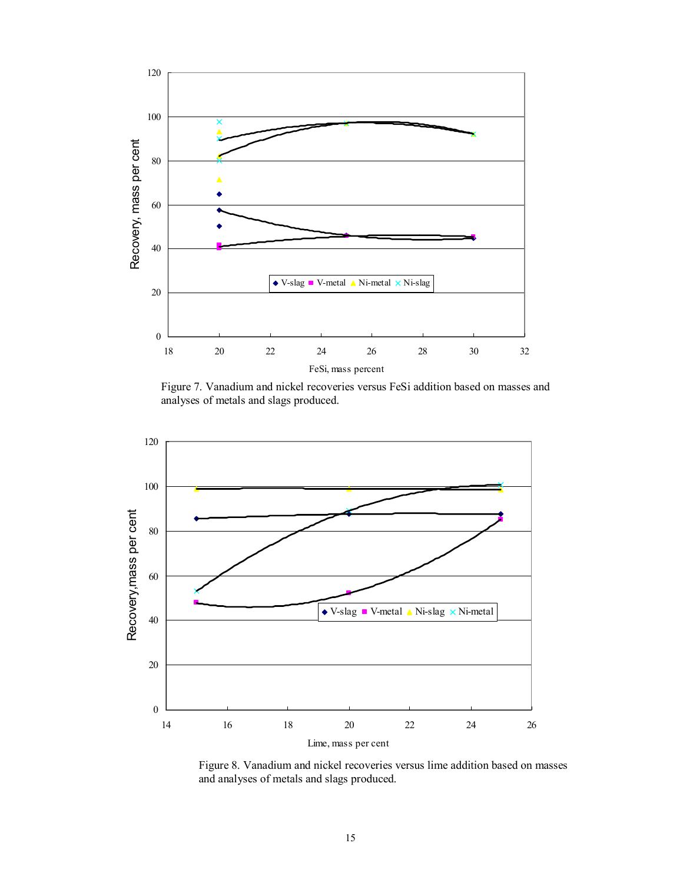120
100
80
60
40
20
0

18 20 22 24 26 28 30 32

Recovery, mass per cent

FeSi, mass percent

◆ V-slag ■ V-metal ▲ Ni-metal × Ni-slag

Figure 7. Vanadium and nickel recoveries versus FeSi addition based on masses and analyses of metals and slags produced.

120
100
80
60
40
20
0

14 16 18 20 22 24 26

Recovery,mass per cent

Lime, mass per cent

◆ V-slag ■ V-metal ▲ Ni-slag × Ni-metal

Figure 8. Vanadium and nickel recoveries versus lime addition based on masses and analyses of metals and slags produced.